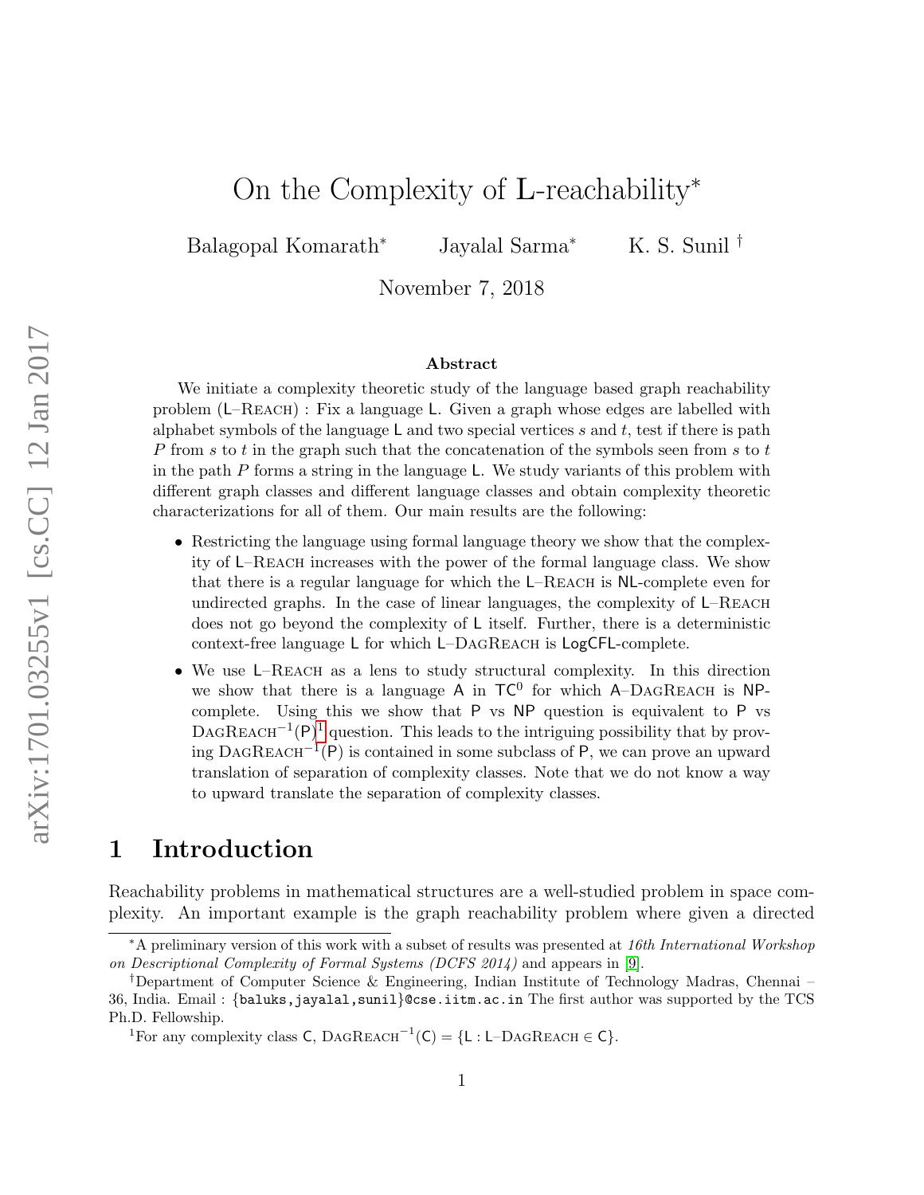# On the Complexity of L-reachability[*]

Balagopal Komarath[*] Jayalal Sarma[*] K. S. Sunil [†]

November 7, 2018

## Abstract

We initiate a complexity theoretic study of the language based graph reachability problem (L–Reach) : Fix a language L. Given a graph whose edges are labelled with alphabet symbols of the language L and two special vertices $s$ and $t$, test if there is path $P$ from $s$ to $t$ in the graph such that the concatenation of the symbols seen from $s$ to $t$ in the path $P$ forms a string in the language L. We study variants of this problem with different graph classes and different language classes and obtain complexity theoretic characterizations for all of them. Our main results are the following:

- Restricting the language using formal language theory we show that the complexity of L–Reach increases with the power of the formal language class. We show that there is a regular language for which the L–Reach is NL-complete even for undirected graphs. In the case of linear languages, the complexity of L–Reach does not go beyond the complexity of L itself. Further, there is a deterministic context-free language L for which L–DagReach is LogCFL-complete.
- We use L–Reach as a lens to study structural complexity. In this direction we show that there is a language A in $\mathsf{TC}^0$ for which A–DagReach is NP-complete. Using this we show that P vs NP question is equivalent to P vs $\text{DagReach}^{-1}(\mathsf{P})$[1] question. This leads to the intriguing possibility that by proving $\text{DagReach}^{-1}(\mathsf{P})$ is contained in some subclass of P, we can prove an upward translation of separation of complexity classes. Note that we do not know a way to upward translate the separation of complexity classes.

## 1 Introduction

Reachability problems in mathematical structures are a well-studied problem in space complexity. An important example is the graph reachability problem where given a directed

[*]A preliminary version of this work with a subset of results was presented at *16th International Workshop on Descriptional Complexity of Formal Systems (DCFS 2014)* and appears in [9].

[†]Department of Computer Science & Engineering, Indian Institute of Technology Madras, Chennai – 36, India. Email : {baluks,jayalal,sunil}@cse.iitm.ac.in The first author was supported by the TCS Ph.D. Fellowship.

[1]For any complexity class C, $\text{DagReach}^{-1}(\mathsf{C}) = \{\mathsf{L} : \mathsf{L}\text{–DagReach} \in \mathsf{C}\}$.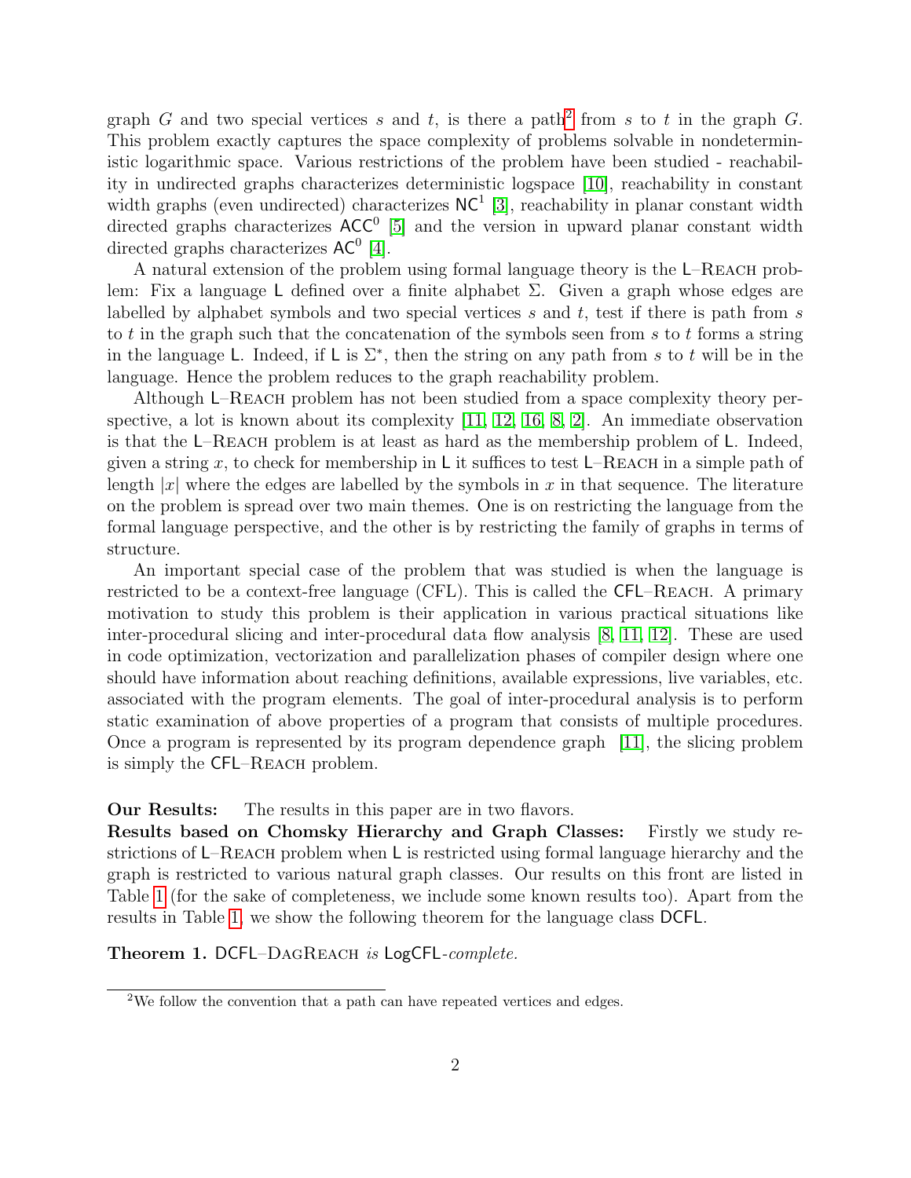graph $G$ and two special vertices $s$ and $t$, is there a path[2] from $s$ to $t$ in the graph $G$. This problem exactly captures the space complexity of problems solvable in nondeterministic logarithmic space. Various restrictions of the problem have been studied - reachability in undirected graphs characterizes deterministic logspace [10], reachability in constant width graphs (even undirected) characterizes $\mathsf{NC}^1$ [3], reachability in planar constant width directed graphs characterizes $\mathsf{ACC}^0$ [5] and the version in upward planar constant width directed graphs characterizes $\mathsf{AC}^0$ [4].

A natural extension of the problem using formal language theory is the L–Reach problem: Fix a language L defined over a finite alphabet $\Sigma$. Given a graph whose edges are labelled by alphabet symbols and two special vertices $s$ and $t$, test if there is path from $s$ to $t$ in the graph such that the concatenation of the symbols seen from $s$ to $t$ forms a string in the language L. Indeed, if L is $\Sigma^*$, then the string on any path from $s$ to $t$ will be in the language. Hence the problem reduces to the graph reachability problem.

Although L–Reach problem has not been studied from a space complexity theory perspective, a lot is known about its complexity [11, 12, 16, 8, 2]. An immediate observation is that the L–Reach problem is at least as hard as the membership problem of L. Indeed, given a string $x$, to check for membership in L it suffices to test L–Reach in a simple path of length $|x|$ where the edges are labelled by the symbols in $x$ in that sequence. The literature on the problem is spread over two main themes. One is on restricting the language from the formal language perspective, and the other is by restricting the family of graphs in terms of structure.

An important special case of the problem that was studied is when the language is restricted to be a context-free language (CFL). This is called the CFL–Reach. A primary motivation to study this problem is their application in various practical situations like inter-procedural slicing and inter-procedural data flow analysis [8, 11, 12]. These are used in code optimization, vectorization and parallelization phases of compiler design where one should have information about reaching definitions, available expressions, live variables, etc. associated with the program elements. The goal of inter-procedural analysis is to perform static examination of above properties of a program that consists of multiple procedures. Once a program is represented by its program dependence graph [11], the slicing problem is simply the CFL–Reach problem.

**Our Results:** The results in this paper are in two flavors.
**Results based on Chomsky Hierarchy and Graph Classes:** Firstly we study restrictions of L–Reach problem when L is restricted using formal language hierarchy and the graph is restricted to various natural graph classes. Our results on this front are listed in Table 1 (for the sake of completeness, we include some known results too). Apart from the results in Table 1, we show the following theorem for the language class DCFL.

**Theorem 1.** *DCFL–DagReach is LogCFL-complete.*

[2] We follow the convention that a path can have repeated vertices and edges.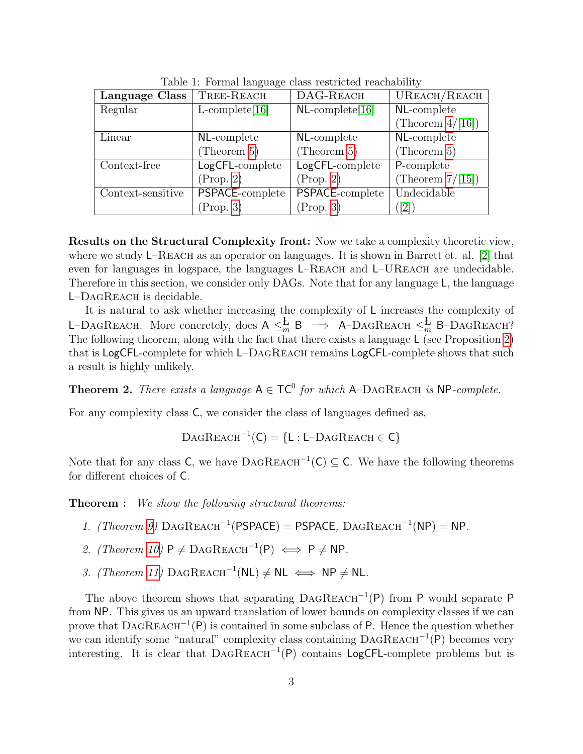Table 1: Formal language class restricted reachability

| **Language Class** | TREE-REACH | DAG-REACH | UREACH/REACH |
|---|---|---|---|
| Regular | L-complete[16] | NL-complete[16] | NL-complete (Theorem 4/[16]) |
| Linear | NL-complete (Theorem 5) | NL-complete (Theorem 5) | NL-complete (Theorem 5) |
| Context-free | LogCFL-complete (Prop. 2) | LogCFL-complete (Prop. 2) | P-complete (Theorem 7/[15]) |
| Context-sensitive | PSPACE-complete (Prop. 3) | PSPACE-complete (Prop. 3) | Undecidable ([2]) |

**Results on the Structural Complexity front:** Now we take a complexity theoretic view, where we study L–REACH as an operator on languages. It is shown in Barrett et. al. [2] that even for languages in logspace, the languages L–REACH and L–UREACH are undecidable. Therefore in this section, we consider only DAGs. Note that for any language L, the language L–DAGREACH is decidable.

It is natural to ask whether increasing the complexity of L increases the complexity of L–DAGREACH. More concretely, does $\mathsf{A} \leq_m^{\mathsf{L}} \mathsf{B} \implies \mathsf{A}$–DAGREACH $\leq_m^{\mathsf{L}}$ B–DAGREACH? The following theorem, along with the fact that there exists a language L (see Proposition 2) that is LogCFL-complete for which L–DAGREACH remains LogCFL-complete shows that such a result is highly unlikely.

**Theorem 2.** *There exists a language $\mathsf{A} \in \mathsf{TC}^0$ for which* A–DAGREACH *is* NP*-complete.*

For any complexity class C, we consider the class of languages defined as,

$$\text{DAGREACH}^{-1}(\mathsf{C}) = \{\mathsf{L} : \mathsf{L}\text{–DAGREACH} \in \mathsf{C}\}$$

Note that for any class C, we have $\text{DAGREACH}^{-1}(\mathsf{C}) \subseteq \mathsf{C}$. We have the following theorems for different choices of C.

**Theorem :** *We show the following structural theorems:*

1. *(Theorem 9)* $\text{DAGREACH}^{-1}(\mathsf{PSPACE}) = \mathsf{PSPACE}$, $\text{DAGREACH}^{-1}(\mathsf{NP}) = \mathsf{NP}$.
2. *(Theorem 10)* $\mathsf{P} \neq \text{DAGREACH}^{-1}(\mathsf{P}) \iff \mathsf{P} \neq \mathsf{NP}$.
3. *(Theorem 11)* $\text{DAGREACH}^{-1}(\mathsf{NL}) \neq \mathsf{NL} \iff \mathsf{NP} \neq \mathsf{NL}$.

The above theorem shows that separating $\text{DAGREACH}^{-1}(\mathsf{P})$ from P would separate P from NP. This gives us an upward translation of lower bounds on complexity classes if we can prove that $\text{DAGREACH}^{-1}(\mathsf{P})$ is contained in some subclass of P. Hence the question whether we can identify some "natural" complexity class containing $\text{DAGREACH}^{-1}(\mathsf{P})$ becomes very interesting. It is clear that $\text{DAGREACH}^{-1}(\mathsf{P})$ contains LogCFL-complete problems but is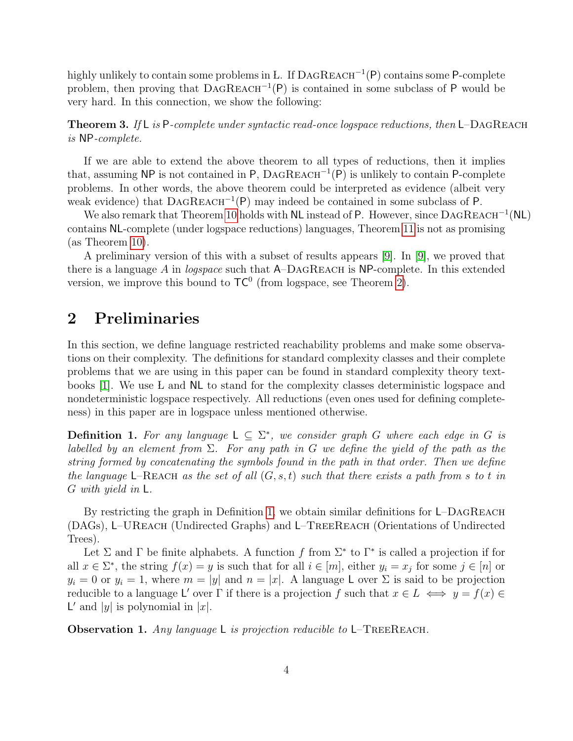highly unlikely to contain some problems in Ł. If $\text{DagReach}^{-1}(\mathsf{P})$ contains some $\mathsf{P}$-complete problem, then proving that $\text{DagReach}^{-1}(\mathsf{P})$ is contained in some subclass of $\mathsf{P}$ would be very hard. In this connection, we show the following:

**Theorem 3.** *If* $\mathsf{L}$ *is* $\mathsf{P}$*-complete under syntactic read-once logspace reductions, then* $\mathsf{L}$–DagReach *is* $\mathsf{NP}$*-complete.*

If we are able to extend the above theorem to all types of reductions, then it implies that, assuming $\mathsf{NP}$ is not contained in $\mathsf{P}$, $\text{DagReach}^{-1}(\mathsf{P})$ is unlikely to contain $\mathsf{P}$-complete problems. In other words, the above theorem could be interpreted as evidence (albeit very weak evidence) that $\text{DagReach}^{-1}(\mathsf{P})$ may indeed be contained in some subclass of $\mathsf{P}$.

We also remark that Theorem 10 holds with $\mathsf{NL}$ instead of $\mathsf{P}$. However, since $\text{DagReach}^{-1}(\mathsf{NL})$ contains $\mathsf{NL}$-complete (under logspace reductions) languages, Theorem 11 is not as promising (as Theorem 10).

A preliminary version of this with a subset of results appears [9]. In [9], we proved that there is a language $A$ in *logspace* such that $\mathsf{A}$–DagReach is $\mathsf{NP}$-complete. In this extended version, we improve this bound to $\mathsf{TC}^0$ (from logspace, see Theorem 2).

## 2 Preliminaries

In this section, we define language restricted reachability problems and make some observations on their complexity. The definitions for standard complexity classes and their complete problems that we are using in this paper can be found in standard complexity theory textbooks [1]. We use Ł and $\mathsf{NL}$ to stand for the complexity classes deterministic logspace and nondeterministic logspace respectively. All reductions (even ones used for defining completeness) in this paper are in logspace unless mentioned otherwise.

**Definition 1.** *For any language* $\mathsf{L} \subseteq \Sigma^*$*, we consider graph* $G$ *where each edge in* $G$ *is labelled by an element from* $\Sigma$*. For any path in* $G$ *we define the yield of the path as the string formed by concatenating the symbols found in the path in that order. Then we define the language* $\mathsf{L}$–Reach *as the set of all* $(G, s, t)$ *such that there exists a path from* $s$ *to* $t$ *in* $G$ *with yield in* $\mathsf{L}$*.*

By restricting the graph in Definition 1, we obtain similar definitions for $\mathsf{L}$–DagReach (DAGs), $\mathsf{L}$–UReach (Undirected Graphs) and $\mathsf{L}$–TreeReach (Orientations of Undirected Trees).

Let $\Sigma$ and $\Gamma$ be finite alphabets. A function $f$ from $\Sigma^*$ to $\Gamma^*$ is called a projection if for all $x \in \Sigma^*$, the string $f(x) = y$ is such that for all $i \in [m]$, either $y_i = x_j$ for some $j \in [n]$ or $y_i = 0$ or $y_i = 1$, where $m = |y|$ and $n = |x|$. A language $\mathsf{L}$ over $\Sigma$ is said to be projection reducible to a language $\mathsf{L}'$ over $\Gamma$ if there is a projection $f$ such that $x \in L \iff y = f(x) \in \mathsf{L}'$ and $|y|$ is polynomial in $|x|$.

**Observation 1.** *Any language* $\mathsf{L}$ *is projection reducible to* $\mathsf{L}$–TreeReach*.*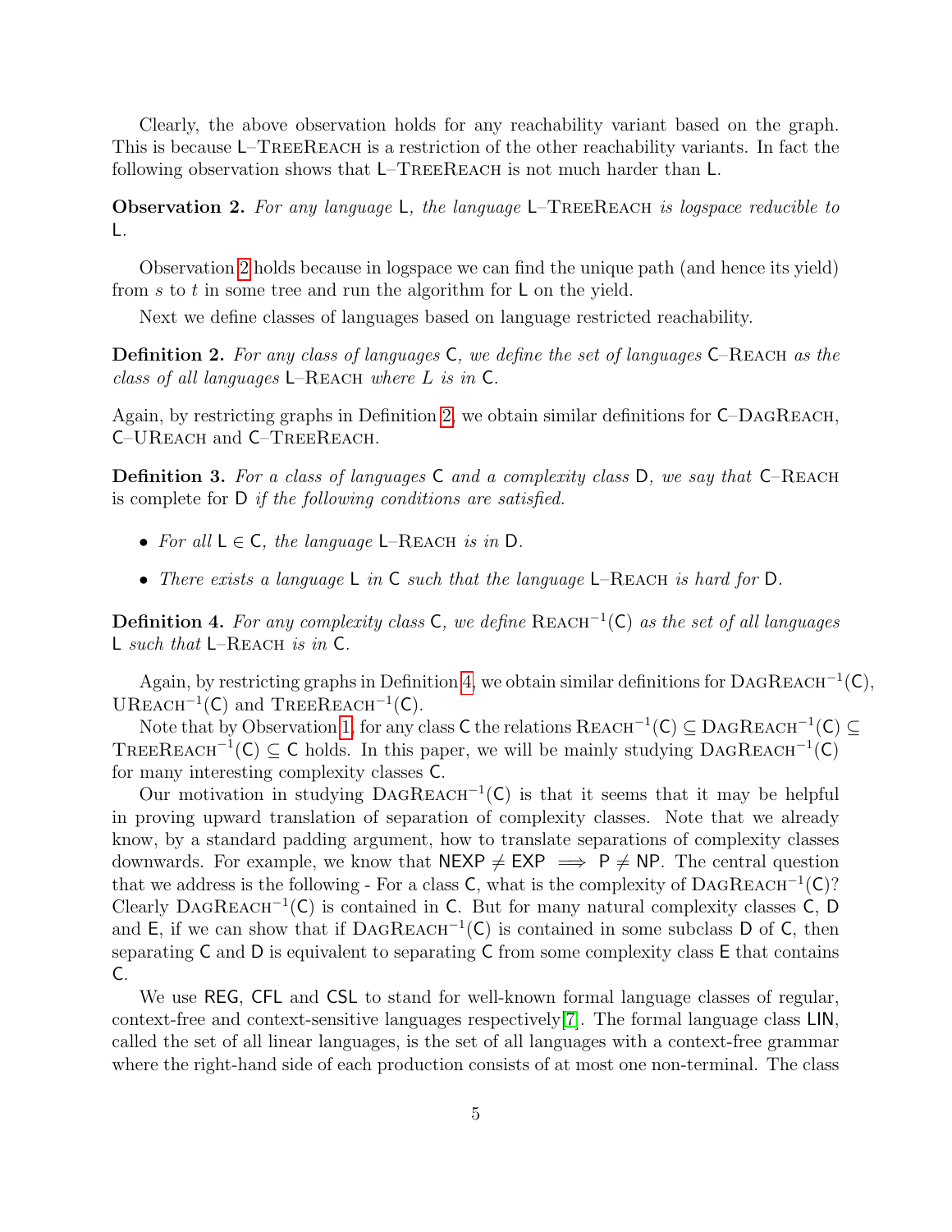Clearly, the above observation holds for any reachability variant based on the graph. This is because L–TreeReach is a restriction of the other reachability variants. In fact the following observation shows that L–TreeReach is not much harder than L.

**Observation 2.** *For any language* L*, the language* L–TreeReach *is logspace reducible to* L*.*

Observation 2 holds because in logspace we can find the unique path (and hence its yield) from $s$ to $t$ in some tree and run the algorithm for L on the yield.

Next we define classes of languages based on language restricted reachability.

**Definition 2.** *For any class of languages* C*, we define the set of languages* C–Reach *as the class of all languages* L–Reach *where* $L$ *is in* C*.*

Again, by restricting graphs in Definition 2, we obtain similar definitions for C–DagReach, C–UReach and C–TreeReach.

**Definition 3.** *For a class of languages* C *and a complexity class* D*, we say that* C–Reach *is* complete for D *if the following conditions are satisfied.*

- *For all* $\mathsf{L} \in \mathsf{C}$*, the language* L–Reach *is in* D*.*
- *There exists a language* L *in* C *such that the language* L–Reach *is hard for* D*.*

**Definition 4.** *For any complexity class* C*, we define* $\text{Reach}^{-1}(\mathsf{C})$ *as the set of all languages* L *such that* L–Reach *is in* C*.*

Again, by restricting graphs in Definition 4, we obtain similar definitions for $\text{DagReach}^{-1}(\mathsf{C})$, $\text{UReach}^{-1}(\mathsf{C})$ and $\text{TreeReach}^{-1}(\mathsf{C})$.

Note that by Observation 1, for any class C the relations $\text{Reach}^{-1}(\mathsf{C}) \subseteq \text{DagReach}^{-1}(\mathsf{C}) \subseteq \text{TreeReach}^{-1}(\mathsf{C}) \subseteq \mathsf{C}$ holds. In this paper, we will be mainly studying $\text{DagReach}^{-1}(\mathsf{C})$ for many interesting complexity classes C.

Our motivation in studying $\text{DagReach}^{-1}(\mathsf{C})$ is that it seems that it may be helpful in proving upward translation of separation of complexity classes. Note that we already know, by a standard padding argument, how to translate separations of complexity classes downwards. For example, we know that $\mathsf{NEXP} \neq \mathsf{EXP} \implies \mathsf{P} \neq \mathsf{NP}$. The central question that we address is the following - For a class C, what is the complexity of $\text{DagReach}^{-1}(\mathsf{C})$? Clearly $\text{DagReach}^{-1}(\mathsf{C})$ is contained in C. But for many natural complexity classes C, D and E, if we can show that if $\text{DagReach}^{-1}(\mathsf{C})$ is contained in some subclass D of C, then separating C and D is equivalent to separating C from some complexity class E that contains C.

We use REG, CFL and CSL to stand for well-known formal language classes of regular, context-free and context-sensitive languages respectively[7]. The formal language class LIN, called the set of all linear languages, is the set of all languages with a context-free grammar where the right-hand side of each production consists of at most one non-terminal. The class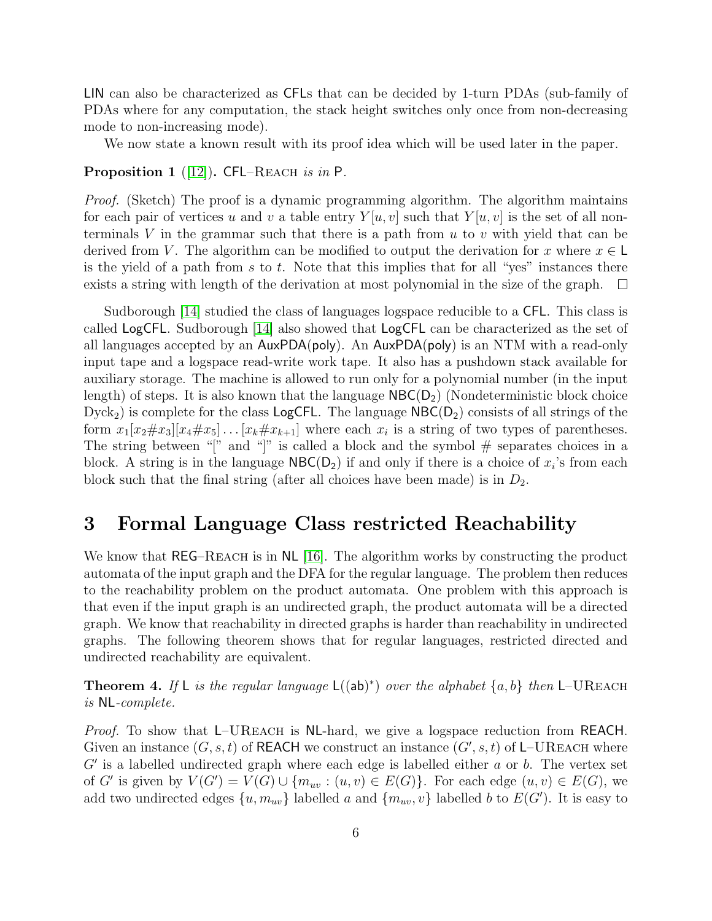LIN can also be characterized as CFLs that can be decided by 1-turn PDAs (sub-family of PDAs where for any computation, the stack height switches only once from non-decreasing mode to non-increasing mode).

We now state a known result with its proof idea which will be used later in the paper.

**Proposition 1** ([12])**.** CFL–Reach *is in* P.

*Proof.* (Sketch) The proof is a dynamic programming algorithm. The algorithm maintains for each pair of vertices $u$ and $v$ a table entry $Y[u, v]$ such that $Y[u, v]$ is the set of all non-terminals $V$ in the grammar such that there is a path from $u$ to $v$ with yield that can be derived from $V$. The algorithm can be modified to output the derivation for $x$ where $x \in \mathsf{L}$ is the yield of a path from $s$ to $t$. Note that this implies that for all "yes" instances there exists a string with length of the derivation at most polynomial in the size of the graph. □

Sudborough [14] studied the class of languages logspace reducible to a CFL. This class is called LogCFL. Sudborough [14] also showed that LogCFL can be characterized as the set of all languages accepted by an AuxPDA(poly). An AuxPDA(poly) is an NTM with a read-only input tape and a logspace read-write work tape. It also has a pushdown stack available for auxiliary storage. The machine is allowed to run only for a polynomial number (in the input length) of steps. It is also known that the language $\mathsf{NBC}(\mathsf{D_2})$ (Nondeterministic block choice $\text{Dyck}_2$) is complete for the class LogCFL. The language $\mathsf{NBC}(\mathsf{D_2})$ consists of all strings of the form $x_1[x_2\#x_3][x_4\#x_5]\ldots[x_k\#x_{k+1}]$ where each $x_i$ is a string of two types of parentheses. The string between "[" and "]" is called a block and the symbol # separates choices in a block. A string is in the language $\mathsf{NBC}(\mathsf{D_2})$ if and only if there is a choice of $x_i$'s from each block such that the final string (after all choices have been made) is in $D_2$.

# 3 Formal Language Class restricted Reachability

We know that REG–Reach is in NL [16]. The algorithm works by constructing the product automata of the input graph and the DFA for the regular language. The problem then reduces to the reachability problem on the product automata. One problem with this approach is that even if the input graph is an undirected graph, the product automata will be a directed graph. We know that reachability in directed graphs is harder than reachability in undirected graphs. The following theorem shows that for regular languages, restricted directed and undirected reachability are equivalent.

**Theorem 4.** *If* L *is the regular language* $\mathsf{L}((\mathsf{ab})^*)$ *over the alphabet* $\{a, b\}$ *then* L–UReach *is* NL*-complete.*

*Proof.* To show that L–UReach is NL-hard, we give a logspace reduction from REACH. Given an instance $(G, s, t)$ of REACH we construct an instance $(G', s, t)$ of L–UReach where $G'$ is a labelled undirected graph where each edge is labelled either $a$ or $b$. The vertex set of $G'$ is given by $V(G') = V(G) \cup \{m_{uv} : (u, v) \in E(G)\}$. For each edge $(u, v) \in E(G)$, we add two undirected edges $\{u, m_{uv}\}$ labelled $a$ and $\{m_{uv}, v\}$ labelled $b$ to $E(G')$. It is easy to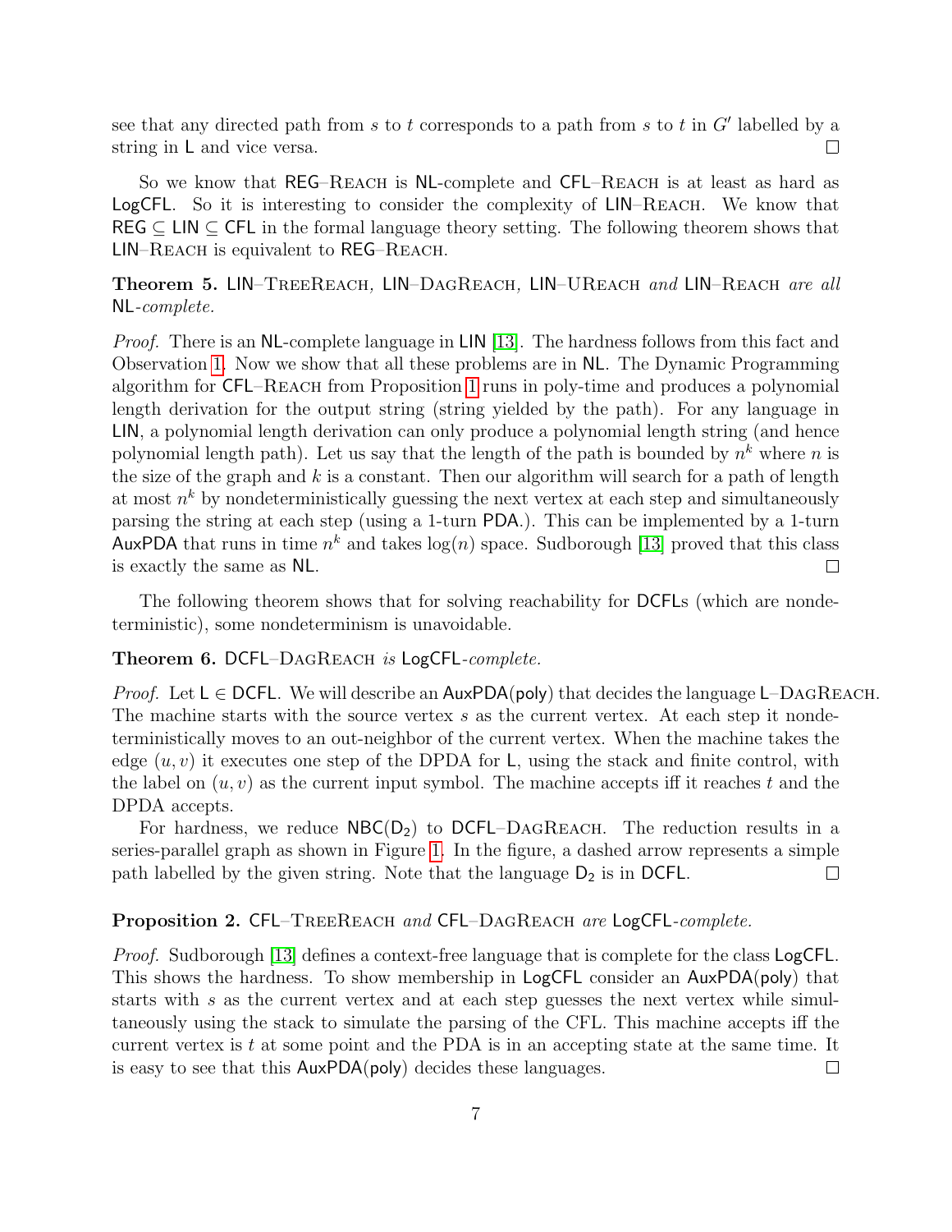see that any directed path from $s$ to $t$ corresponds to a path from $s$ to $t$ in $G'$ labelled by a string in L and vice versa. □

So we know that REG–Reach is NL-complete and CFL–Reach is at least as hard as LogCFL. So it is interesting to consider the complexity of LIN–Reach. We know that REG ⊆ LIN ⊆ CFL in the formal language theory setting. The following theorem shows that LIN–Reach is equivalent to REG–Reach.

**Theorem 5.** LIN–TreeReach*,* LIN–DagReach*,* LIN–UReach *and* LIN–Reach *are all* NL*-complete.*

*Proof.* There is an NL-complete language in LIN [13]. The hardness follows from this fact and Observation 1. Now we show that all these problems are in NL. The Dynamic Programming algorithm for CFL–Reach from Proposition 1 runs in poly-time and produces a polynomial length derivation for the output string (string yielded by the path). For any language in LIN, a polynomial length derivation can only produce a polynomial length string (and hence polynomial length path). Let us say that the length of the path is bounded by $n^k$ where $n$ is the size of the graph and $k$ is a constant. Then our algorithm will search for a path of length at most $n^k$ by nondeterministically guessing the next vertex at each step and simultaneously parsing the string at each step (using a 1-turn PDA.). This can be implemented by a 1-turn AuxPDA that runs in time $n^k$ and takes $\log(n)$ space. Sudborough [13] proved that this class is exactly the same as NL. □

The following theorem shows that for solving reachability for DCFLs (which are nondeterministic), some nondeterminism is unavoidable.

**Theorem 6.** DCFL–DagReach *is* LogCFL*-complete.*

*Proof.* Let L ∈ DCFL. We will describe an AuxPDA(poly) that decides the language L–DagReach. The machine starts with the source vertex $s$ as the current vertex. At each step it nondeterministically moves to an out-neighbor of the current vertex. When the machine takes the edge $(u, v)$ it executes one step of the DPDA for L, using the stack and finite control, with the label on $(u, v)$ as the current input symbol. The machine accepts iff it reaches $t$ and the DPDA accepts.

For hardness, we reduce NBC($D_2$) to DCFL–DagReach. The reduction results in a series-parallel graph as shown in Figure 1. In the figure, a dashed arrow represents a simple path labelled by the given string. Note that the language $D_2$ is in DCFL. □

**Proposition 2.** CFL–TreeReach *and* CFL–DagReach *are* LogCFL*-complete.*

*Proof.* Sudborough [13] defines a context-free language that is complete for the class LogCFL. This shows the hardness. To show membership in LogCFL consider an AuxPDA(poly) that starts with $s$ as the current vertex and at each step guesses the next vertex while simultaneously using the stack to simulate the parsing of the CFL. This machine accepts iff the current vertex is $t$ at some point and the PDA is in an accepting state at the same time. It is easy to see that this AuxPDA(poly) decides these languages. □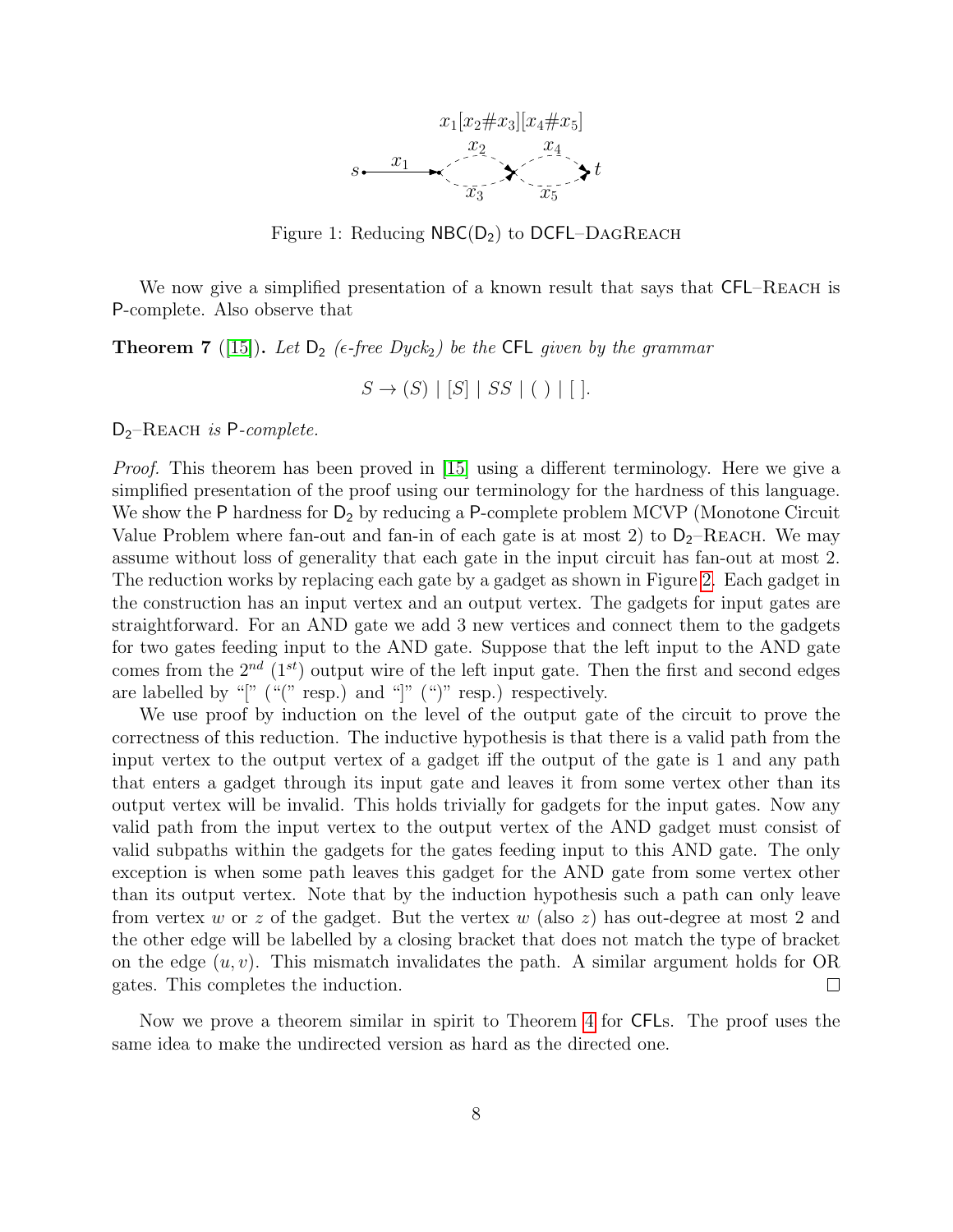$x_1[x_2\#x_3][x_4\#x_5]$

Figure 1: Reducing $\mathsf{NBC}(\mathsf{D}_2)$ to $\mathsf{DCFL}$–DagReach

We now give a simplified presentation of a known result that says that $\mathsf{CFL}$–Reach is $\mathsf{P}$-complete. Also observe that

**Theorem 7** ([15]). *Let $\mathsf{D}_2$ ($\epsilon$-free Dyck$_2$) be the $\mathsf{CFL}$ given by the grammar*

$$S \to (S) \mid [S] \mid SS \mid (\,) \mid [\,].$$

*$\mathsf{D}_2$–Reach is $\mathsf{P}$-complete.*

*Proof.* This theorem has been proved in [15] using a different terminology. Here we give a simplified presentation of the proof using our terminology for the hardness of this language. We show the $\mathsf{P}$ hardness for $\mathsf{D}_2$ by reducing a $\mathsf{P}$-complete problem MCVP (Monotone Circuit Value Problem where fan-out and fan-in of each gate is at most 2) to $\mathsf{D}_2$–Reach. We may assume without loss of generality that each gate in the input circuit has fan-out at most 2. The reduction works by replacing each gate by a gadget as shown in Figure 2. Each gadget in the construction has an input vertex and an output vertex. The gadgets for input gates are straightforward. For an AND gate we add 3 new vertices and connect them to the gadgets for two gates feeding input to the AND gate. Suppose that the left input to the AND gate comes from the $2^{nd}$ ($1^{st}$) output wire of the left input gate. Then the first and second edges are labelled by "[" ("(" resp.) and "]" (")" resp.) respectively.

We use proof by induction on the level of the output gate of the circuit to prove the correctness of this reduction. The inductive hypothesis is that there is a valid path from the input vertex to the output vertex of a gadget iff the output of the gate is 1 and any path that enters a gadget through its input gate and leaves it from some vertex other than its output vertex will be invalid. This holds trivially for gadgets for the input gates. Now any valid path from the input vertex to the output vertex of the AND gadget must consist of valid subpaths within the gadgets for the gates feeding input to this AND gate. The only exception is when some path leaves this gadget for the AND gate from some vertex other than its output vertex. Note that by the induction hypothesis such a path can only leave from vertex $w$ or $z$ of the gadget. But the vertex $w$ (also $z$) has out-degree at most 2 and the other edge will be labelled by a closing bracket that does not match the type of bracket on the edge $(u, v)$. This mismatch invalidates the path. A similar argument holds for OR gates. This completes the induction. □

Now we prove a theorem similar in spirit to Theorem 4 for $\mathsf{CFL}$s. The proof uses the same idea to make the undirected version as hard as the directed one.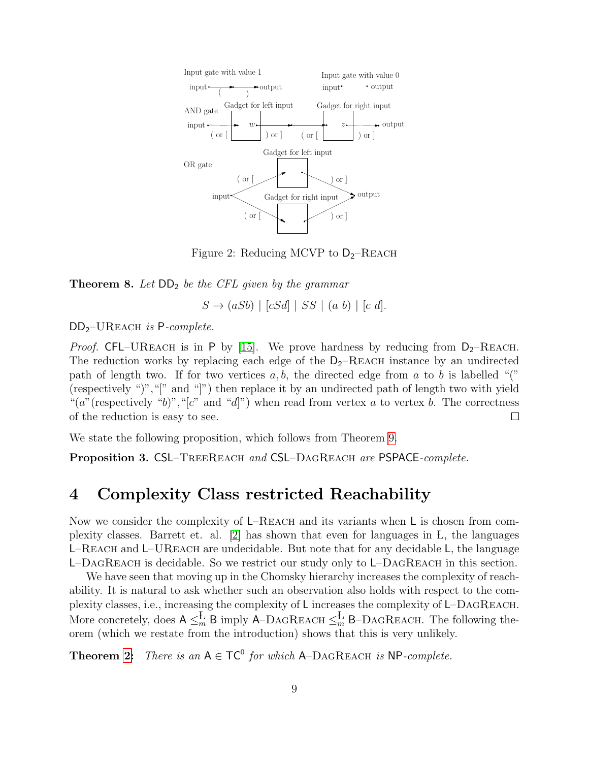Figure 2: Reducing MCVP to $\mathsf{D_2}$–REACH

**Theorem 8.** *Let* $\mathsf{DD_2}$ *be the CFL given by the grammar*

$$S \to (aSb) \mid [cSd] \mid SS \mid (a\ b) \mid [c\ d].$$

$\mathsf{DD_2}$–UREACH *is* $\mathsf{P}$*-complete.*

*Proof.* $\mathsf{CFL}$–UREACH is in $\mathsf{P}$ by [15]. We prove hardness by reducing from $\mathsf{D_2}$–REACH. The reduction works by replacing each edge of the $\mathsf{D_2}$–REACH instance by an undirected path of length two. If for two vertices $a, b$, the directed edge from $a$ to $b$ is labelled "(" (respectively ")","[" and "]") then replace it by an undirected path of length two with yield "($a$"(respectively "$b$)","[$c$" and "$d$]") when read from vertex $a$ to vertex $b$. The correctness of the reduction is easy to see. ☐

We state the following proposition, which follows from Theorem 9.

**Proposition 3.** $\mathsf{CSL}$–TREEREACH *and* $\mathsf{CSL}$–DAGREACH *are* $\mathsf{PSPACE}$*-complete.*

# 4 Complexity Class restricted Reachability

Now we consider the complexity of $\mathsf{L}$–REACH and its variants when $\mathsf{L}$ is chosen from complexity classes. Barrett et. al. [2] has shown that even for languages in L, the languages $\mathsf{L}$–REACH and $\mathsf{L}$–UREACH are undecidable. But note that for any decidable $\mathsf{L}$, the language $\mathsf{L}$–DAGREACH is decidable. So we restrict our study only to $\mathsf{L}$–DAGREACH in this section.

We have seen that moving up in the Chomsky hierarchy increases the complexity of reachability. It is natural to ask whether such an observation also holds with respect to the complexity classes, i.e., increasing the complexity of $\mathsf{L}$ increases the complexity of $\mathsf{L}$–DAGREACH. More concretely, does $\mathsf{A} \leq_m^{\mathsf{L}} \mathsf{B}$ imply $\mathsf{A}$–DAGREACH $\leq_m^{\mathsf{L}}$ $\mathsf{B}$–DAGREACH. The following theorem (which we restate from the introduction) shows that this is very unlikely.

**Theorem 2:** *There is an* $\mathsf{A} \in \mathsf{TC}^0$ *for which* $\mathsf{A}$–DAGREACH *is* $\mathsf{NP}$*-complete.*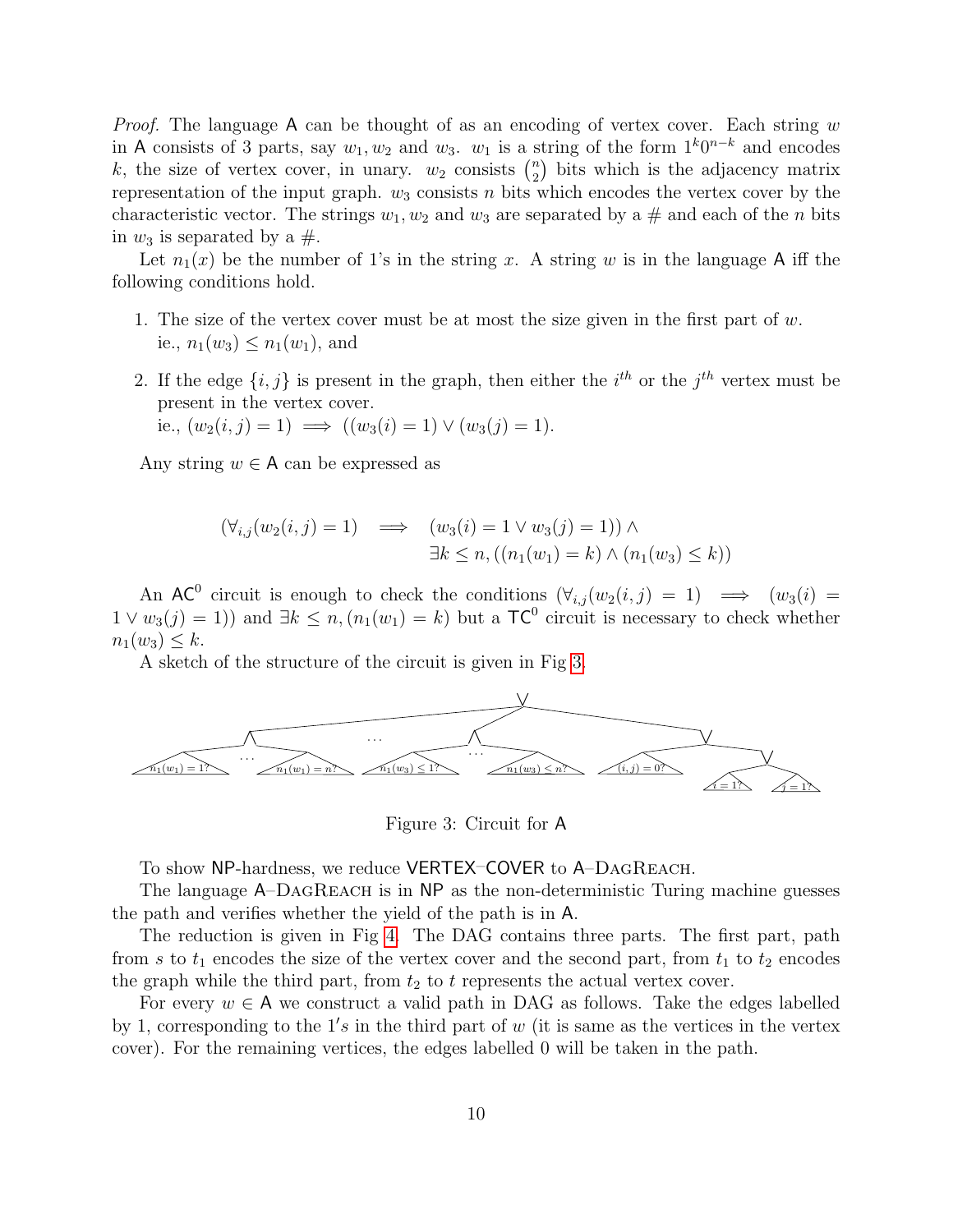*Proof.* The language $\mathsf{A}$ can be thought of as an encoding of vertex cover. Each string $w$ in $\mathsf{A}$ consists of 3 parts, say $w_1, w_2$ and $w_3$. $w_1$ is a string of the form $1^k 0^{n-k}$ and encodes $k$, the size of vertex cover, in unary. $w_2$ consists $\binom{n}{2}$ bits which is the adjacency matrix representation of the input graph. $w_3$ consists $n$ bits which encodes the vertex cover by the characteristic vector. The strings $w_1, w_2$ and $w_3$ are separated by a # and each of the $n$ bits in $w_3$ is separated by a #.

Let $n_1(x)$ be the number of 1's in the string $x$. A string $w$ is in the language $\mathsf{A}$ iff the following conditions hold.

1. The size of the vertex cover must be at most the size given in the first part of $w$. ie., $n_1(w_3) \leq n_1(w_1)$, and
2. If the edge $\{i, j\}$ is present in the graph, then either the $i^{th}$ or the $j^{th}$ vertex must be present in the vertex cover.
   ie., $(w_2(i,j) = 1) \implies ((w_3(i) = 1) \vee (w_3(j) = 1)$.

Any string $w \in \mathsf{A}$ can be expressed as

$$
\begin{aligned}
(\forall_{i,j}(w_2(i,j) = 1) \quad \implies \quad & (w_3(i) = 1 \vee w_3(j) = 1)) \wedge \\
& \exists k \leq n, ((n_1(w_1) = k) \wedge (n_1(w_3) \leq k))
\end{aligned}
$$

An $\mathsf{AC}^0$ circuit is enough to check the conditions $(\forall_{i,j}(w_2(i,j) = 1) \implies (w_3(i) = 1 \vee w_3(j) = 1))$ and $\exists k \leq n, (n_1(w_1) = k)$ but a $\mathsf{TC}^0$ circuit is necessary to check whether $n_1(w_3) \leq k$.

A sketch of the structure of the circuit is given in Fig 3.

Figure 3: Circuit for $\mathsf{A}$

To show $\mathsf{NP}$-hardness, we reduce $\mathsf{VERTEX\text{-}COVER}$ to $\mathsf{A}$–DagReach.

The language $\mathsf{A}$–DagReach is in $\mathsf{NP}$ as the non-deterministic Turing machine guesses the path and verifies whether the yield of the path is in $\mathsf{A}$.

The reduction is given in Fig 4. The DAG contains three parts. The first part, path from $s$ to $t_1$ encodes the size of the vertex cover and the second part, from $t_1$ to $t_2$ encodes the graph while the third part, from $t_2$ to $t$ represents the actual vertex cover.

For every $w \in \mathsf{A}$ we construct a valid path in DAG as follows. Take the edges labelled by 1, corresponding to the $1's$ in the third part of $w$ (it is same as the vertices in the vertex cover). For the remaining vertices, the edges labelled 0 will be taken in the path.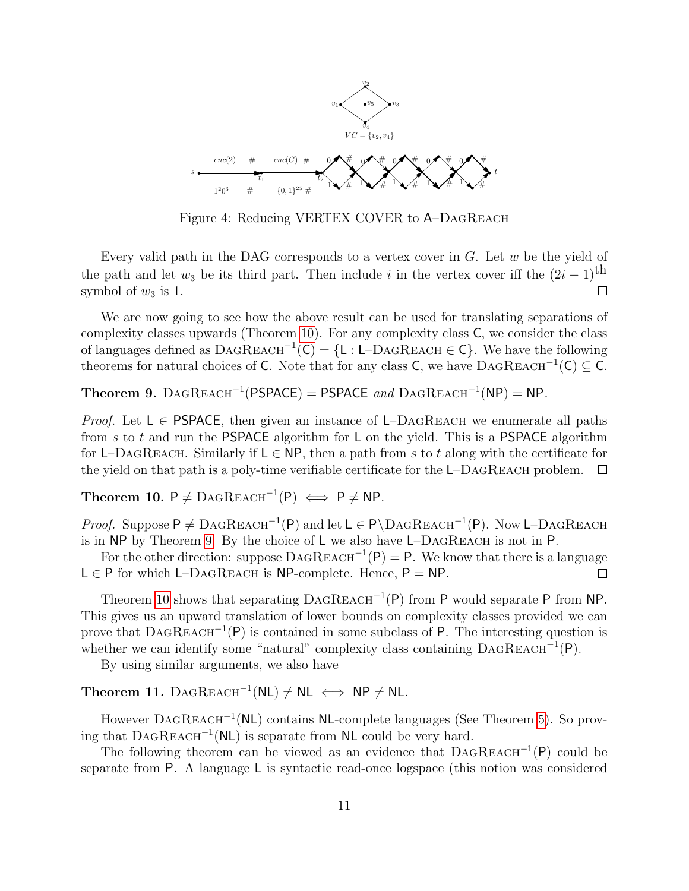Figure 4: Reducing VERTEX COVER to A–DagReach

Every valid path in the DAG corresponds to a vertex cover in $G$. Let $w$ be the yield of the path and let $w_3$ be its third part. Then include $i$ in the vertex cover iff the $(2i-1)^{\text{th}}$ symbol of $w_3$ is 1. ◻

We are now going to see how the above result can be used for translating separations of complexity classes upwards (Theorem 10). For any complexity class $\mathsf{C}$, we consider the class of languages defined as $\text{DagReach}^{-1}(\mathsf{C}) = \{\mathsf{L} : \mathsf{L}\text{–DagReach} \in \mathsf{C}\}$. We have the following theorems for natural choices of $\mathsf{C}$. Note that for any class $\mathsf{C}$, we have $\text{DagReach}^{-1}(\mathsf{C}) \subseteq \mathsf{C}$.

**Theorem 9.** $\text{DagReach}^{-1}(\mathsf{PSPACE}) = \mathsf{PSPACE}$ *and* $\text{DagReach}^{-1}(\mathsf{NP}) = \mathsf{NP}$.

*Proof.* Let $\mathsf{L} \in \mathsf{PSPACE}$, then given an instance of $\mathsf{L}$–DagReach we enumerate all paths from $s$ to $t$ and run the $\mathsf{PSPACE}$ algorithm for $\mathsf{L}$ on the yield. This is a $\mathsf{PSPACE}$ algorithm for $\mathsf{L}$–DagReach. Similarly if $\mathsf{L} \in \mathsf{NP}$, then a path from $s$ to $t$ along with the certificate for the yield on that path is a poly-time verifiable certificate for the $\mathsf{L}$–DagReach problem. ◻

**Theorem 10.** $\mathsf{P} \neq \text{DagReach}^{-1}(\mathsf{P}) \iff \mathsf{P} \neq \mathsf{NP}$.

*Proof.* Suppose $\mathsf{P} \neq \text{DagReach}^{-1}(\mathsf{P})$ and let $\mathsf{L} \in \mathsf{P} \setminus \text{DagReach}^{-1}(\mathsf{P})$. Now $\mathsf{L}$–DagReach is in $\mathsf{NP}$ by Theorem 9. By the choice of $\mathsf{L}$ we also have $\mathsf{L}$–DagReach is not in $\mathsf{P}$.

For the other direction: suppose $\text{DagReach}^{-1}(\mathsf{P}) = \mathsf{P}$. We know that there is a language $\mathsf{L} \in \mathsf{P}$ for which $\mathsf{L}$–DagReach is $\mathsf{NP}$-complete. Hence, $\mathsf{P} = \mathsf{NP}$. ◻

Theorem 10 shows that separating $\text{DagReach}^{-1}(\mathsf{P})$ from $\mathsf{P}$ would separate $\mathsf{P}$ from $\mathsf{NP}$. This gives us an upward translation of lower bounds on complexity classes provided we can prove that $\text{DagReach}^{-1}(\mathsf{P})$ is contained in some subclass of $\mathsf{P}$. The interesting question is whether we can identify some "natural" complexity class containing $\text{DagReach}^{-1}(\mathsf{P})$.

By using similar arguments, we also have

**Theorem 11.** $\text{DagReach}^{-1}(\mathsf{NL}) \neq \mathsf{NL} \iff \mathsf{NP} \neq \mathsf{NL}$.

However $\text{DagReach}^{-1}(\mathsf{NL})$ contains $\mathsf{NL}$-complete languages (See Theorem 5). So proving that $\text{DagReach}^{-1}(\mathsf{NL})$ is separate from $\mathsf{NL}$ could be very hard.

The following theorem can be viewed as an evidence that $\text{DagReach}^{-1}(\mathsf{P})$ could be separate from $\mathsf{P}$. A language $\mathsf{L}$ is syntactic read-once logspace (this notion was considered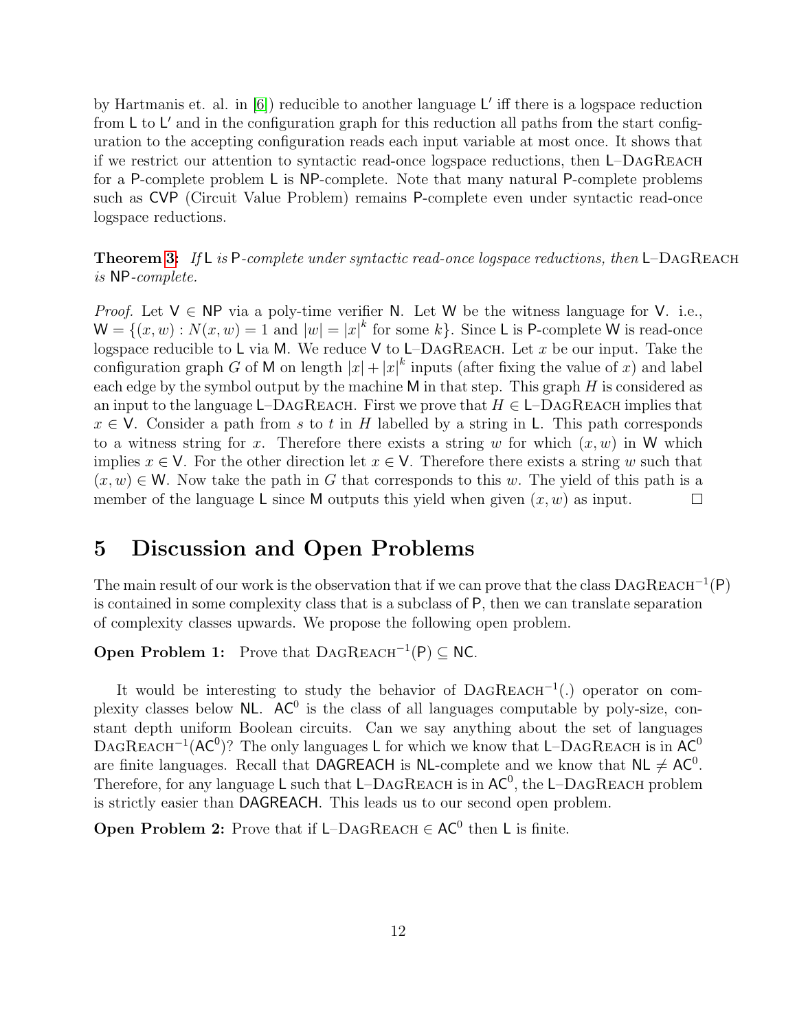by Hartmanis et. al. in [6]) reducible to another language L′ iff there is a logspace reduction from L to L′ and in the configuration graph for this reduction all paths from the start configuration to the accepting configuration reads each input variable at most once. It shows that if we restrict our attention to syntactic read-once logspace reductions, then L–DagReach for a P-complete problem L is NP-complete. Note that many natural P-complete problems such as CVP (Circuit Value Problem) remains P-complete even under syntactic read-once logspace reductions.

**Theorem 3:** *If* L *is* P*-complete under syntactic read-once logspace reductions, then* L–DagReach *is* NP*-complete.*

*Proof.* Let V ∈ NP via a poly-time verifier N. Let W be the witness language for V. i.e., $\mathsf{W} = \{(x, w) : N(x, w) = 1 \text{ and } |w| = |x|^k \text{ for some } k\}$. Since L is P-complete W is read-once logspace reducible to L via M. We reduce V to L–DagReach. Let $x$ be our input. Take the configuration graph $G$ of M on length $|x| + |x|^k$ inputs (after fixing the value of $x$) and label each edge by the symbol output by the machine M in that step. This graph $H$ is considered as an input to the language L–DagReach. First we prove that $H \in$ L–DagReach implies that $x \in$ V. Consider a path from $s$ to $t$ in $H$ labelled by a string in L. This path corresponds to a witness string for $x$. Therefore there exists a string $w$ for which $(x, w)$ in W which implies $x \in$ V. For the other direction let $x \in$ V. Therefore there exists a string $w$ such that $(x, w) \in$ W. Now take the path in $G$ that corresponds to this $w$. The yield of this path is a member of the language L since M outputs this yield when given $(x, w)$ as input. □

# 5 Discussion and Open Problems

The main result of our work is the observation that if we can prove that the class $\text{DagReach}^{-1}(\mathsf{P})$ is contained in some complexity class that is a subclass of P, then we can translate separation of complexity classes upwards. We propose the following open problem.

**Open Problem 1:** Prove that $\text{DagReach}^{-1}(\mathsf{P}) \subseteq \mathsf{NC}$.

It would be interesting to study the behavior of $\text{DagReach}^{-1}(.)$ operator on complexity classes below NL. $\mathsf{AC}^0$ is the class of all languages computable by poly-size, constant depth uniform Boolean circuits. Can we say anything about the set of languages $\text{DagReach}^{-1}(\mathsf{AC}^0)$? The only languages L for which we know that L–DagReach is in $\mathsf{AC}^0$ are finite languages. Recall that DAGREACH is NL-complete and we know that $\mathsf{NL} \neq \mathsf{AC}^0$. Therefore, for any language L such that L–DagReach is in $\mathsf{AC}^0$, the L–DagReach problem is strictly easier than DAGREACH. This leads us to our second open problem.

**Open Problem 2:** Prove that if L–DagReach $\in \mathsf{AC}^0$ then L is finite.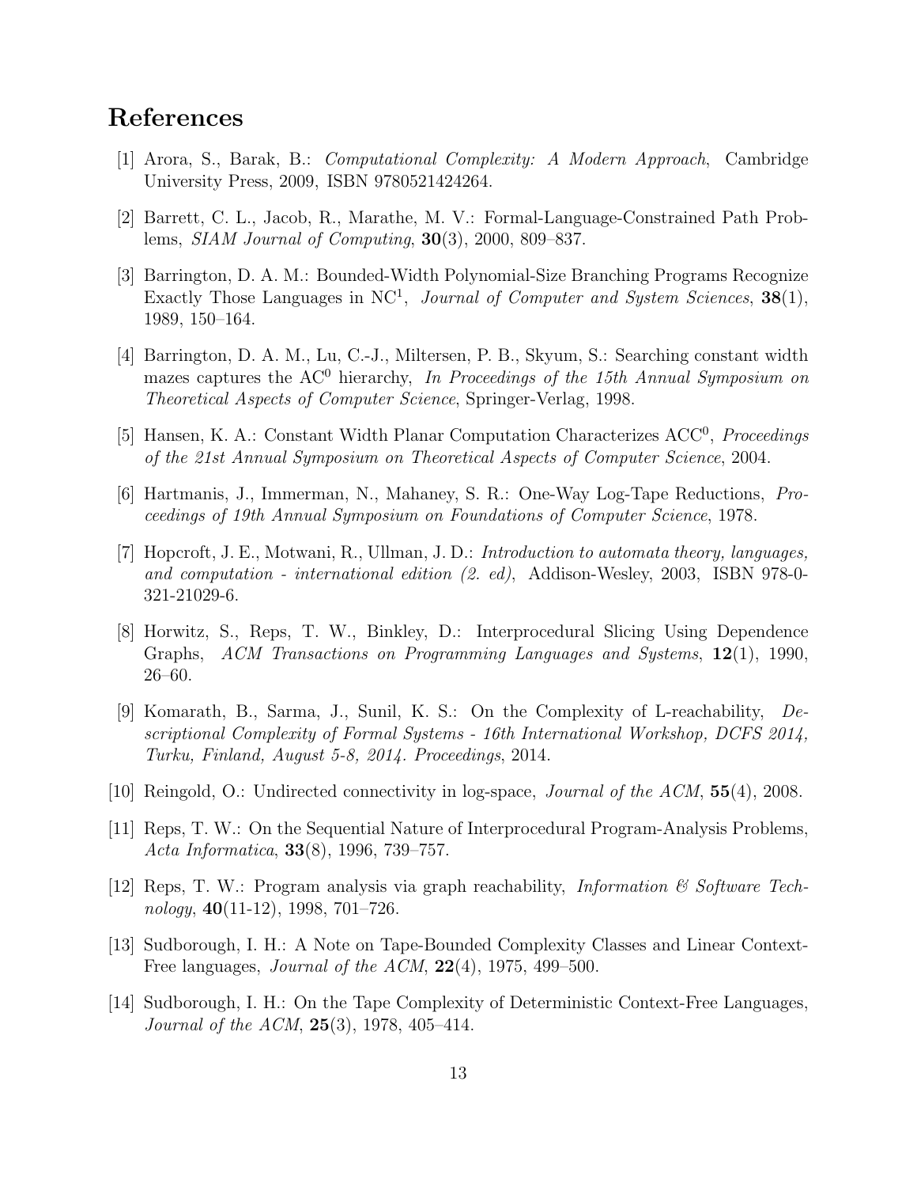## References

[1] Arora, S., Barak, B.: *Computational Complexity: A Modern Approach*, Cambridge University Press, 2009, ISBN 9780521424264.

[2] Barrett, C. L., Jacob, R., Marathe, M. V.: Formal-Language-Constrained Path Problems, *SIAM Journal of Computing*, **30**(3), 2000, 809–837.

[3] Barrington, D. A. M.: Bounded-Width Polynomial-Size Branching Programs Recognize Exactly Those Languages in $NC^1$, *Journal of Computer and System Sciences*, **38**(1), 1989, 150–164.

[4] Barrington, D. A. M., Lu, C.-J., Miltersen, P. B., Skyum, S.: Searching constant width mazes captures the $AC^0$ hierarchy, *In Proceedings of the 15th Annual Symposium on Theoretical Aspects of Computer Science*, Springer-Verlag, 1998.

[5] Hansen, K. A.: Constant Width Planar Computation Characterizes $ACC^0$, *Proceedings of the 21st Annual Symposium on Theoretical Aspects of Computer Science*, 2004.

[6] Hartmanis, J., Immerman, N., Mahaney, S. R.: One-Way Log-Tape Reductions, *Proceedings of 19th Annual Symposium on Foundations of Computer Science*, 1978.

[7] Hopcroft, J. E., Motwani, R., Ullman, J. D.: *Introduction to automata theory, languages, and computation - international edition (2. ed)*, Addison-Wesley, 2003, ISBN 978-0-321-21029-6.

[8] Horwitz, S., Reps, T. W., Binkley, D.: Interprocedural Slicing Using Dependence Graphs, *ACM Transactions on Programming Languages and Systems*, **12**(1), 1990, 26–60.

[9] Komarath, B., Sarma, J., Sunil, K. S.: On the Complexity of L-reachability, *Descriptional Complexity of Formal Systems - 16th International Workshop, DCFS 2014, Turku, Finland, August 5-8, 2014. Proceedings*, 2014.

[10] Reingold, O.: Undirected connectivity in log-space, *Journal of the ACM*, **55**(4), 2008.

[11] Reps, T. W.: On the Sequential Nature of Interprocedural Program-Analysis Problems, *Acta Informatica*, **33**(8), 1996, 739–757.

[12] Reps, T. W.: Program analysis via graph reachability, *Information & Software Technology*, **40**(11-12), 1998, 701–726.

[13] Sudborough, I. H.: A Note on Tape-Bounded Complexity Classes and Linear Context-Free languages, *Journal of the ACM*, **22**(4), 1975, 499–500.

[14] Sudborough, I. H.: On the Tape Complexity of Deterministic Context-Free Languages, *Journal of the ACM*, **25**(3), 1978, 405–414.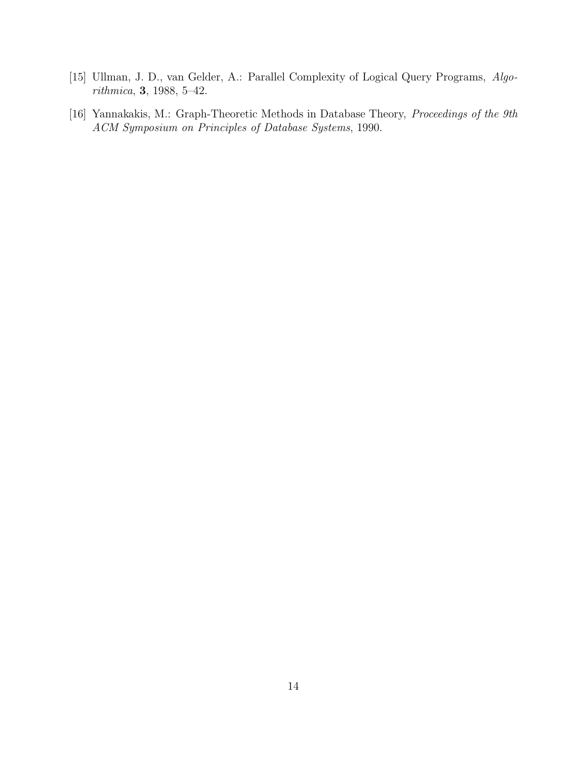[15] Ullman, J. D., van Gelder, A.: Parallel Complexity of Logical Query Programs, *Algorithmica*, **3**, 1988, 5–42.

[16] Yannakakis, M.: Graph-Theoretic Methods in Database Theory, *Proceedings of the 9th ACM Symposium on Principles of Database Systems*, 1990.